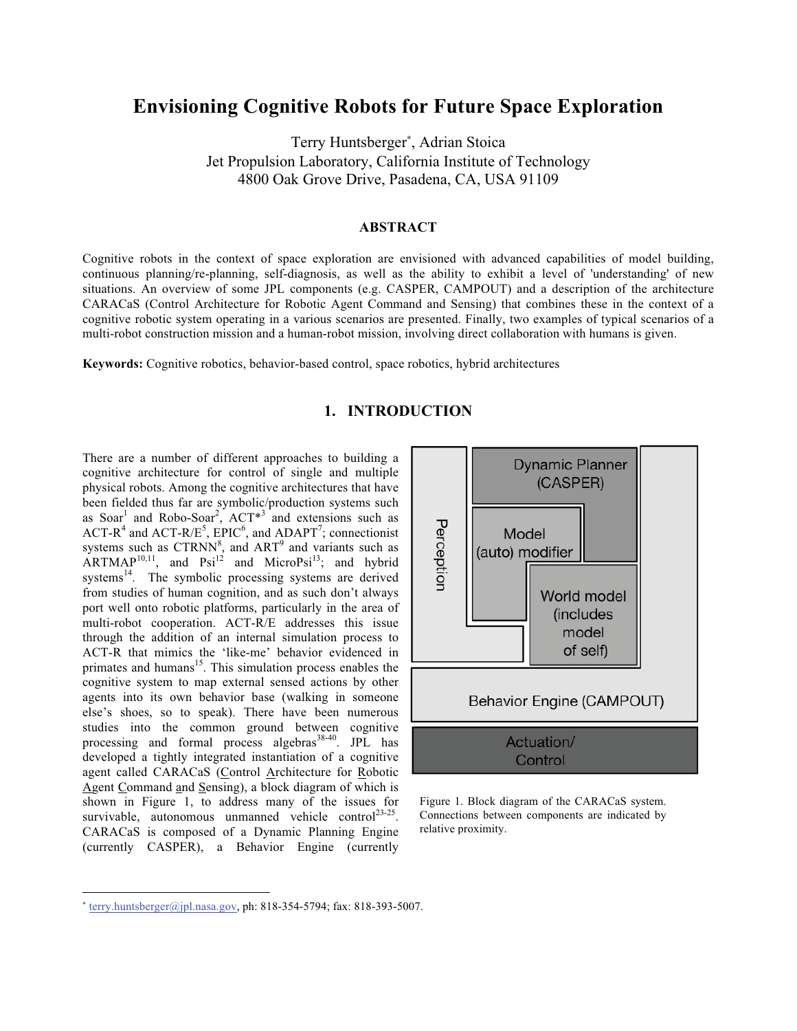# Envisioning Cognitive Robots for Future Space Exploration

Terry Huntsberger[*], Adrian Stoica
Jet Propulsion Laboratory, California Institute of Technology
4800 Oak Grove Drive, Pasadena, CA, USA 91109

## ABSTRACT

Cognitive robots in the context of space exploration are envisioned with advanced capabilities of model building, continuous planning/re-planning, self-diagnosis, as well as the ability to exhibit a level of 'understanding' of new situations. An overview of some JPL components (e.g. CASPER, CAMPOUT) and a description of the architecture CARACaS (Control Architecture for Robotic Agent Command and Sensing) that combines these in the context of a cognitive robotic system operating in a various scenarios are presented. Finally, two examples of typical scenarios of a multi-robot construction mission and a human-robot mission, involving direct collaboration with humans is given.

**Keywords:** Cognitive robotics, behavior-based control, space robotics, hybrid architectures

## 1. INTRODUCTION

There are a number of different approaches to building a cognitive architecture for control of single and multiple physical robots. Among the cognitive architectures that have been fielded thus far are symbolic/production systems such as Soar[1] and Robo-Soar[2], ACT*[3] and extensions such as ACT-R[4] and ACT-R/E[5], EPIC[6], and ADAPT[7]; connectionist systems such as CTRNN[8], and ART[9] and variants such as ARTMAP[10,11], and Psi[12] and MicroPsi[13]; and hybrid systems[14]. The symbolic processing systems are derived from studies of human cognition, and as such don't always port well onto robotic platforms, particularly in the area of multi-robot cooperation. ACT-R/E addresses this issue through the addition of an internal simulation process to ACT-R that mimics the 'like-me' behavior evidenced in primates and humans[15]. This simulation process enables the cognitive system to map external sensed actions by other agents into its own behavior base (walking in someone else's shoes, so to speak). There have been numerous studies into the common ground between cognitive processing and formal process algebras[38-40]. JPL has developed a tightly integrated instantiation of a cognitive agent called CARACaS (Control Architecture for Robotic Agent Command and Sensing), a block diagram of which is shown in Figure 1, to address many of the issues for survivable, autonomous unmanned vehicle control[23-25]. CARACaS is composed of a Dynamic Planning Engine (currently CASPER), a Behavior Engine (currently

Figure 1. Block diagram of the CARACaS system. Connections between components are indicated by relative proximity.

[*] terry.huntsberger@jpl.nasa.gov, ph: 818-354-5794; fax: 818-393-5007.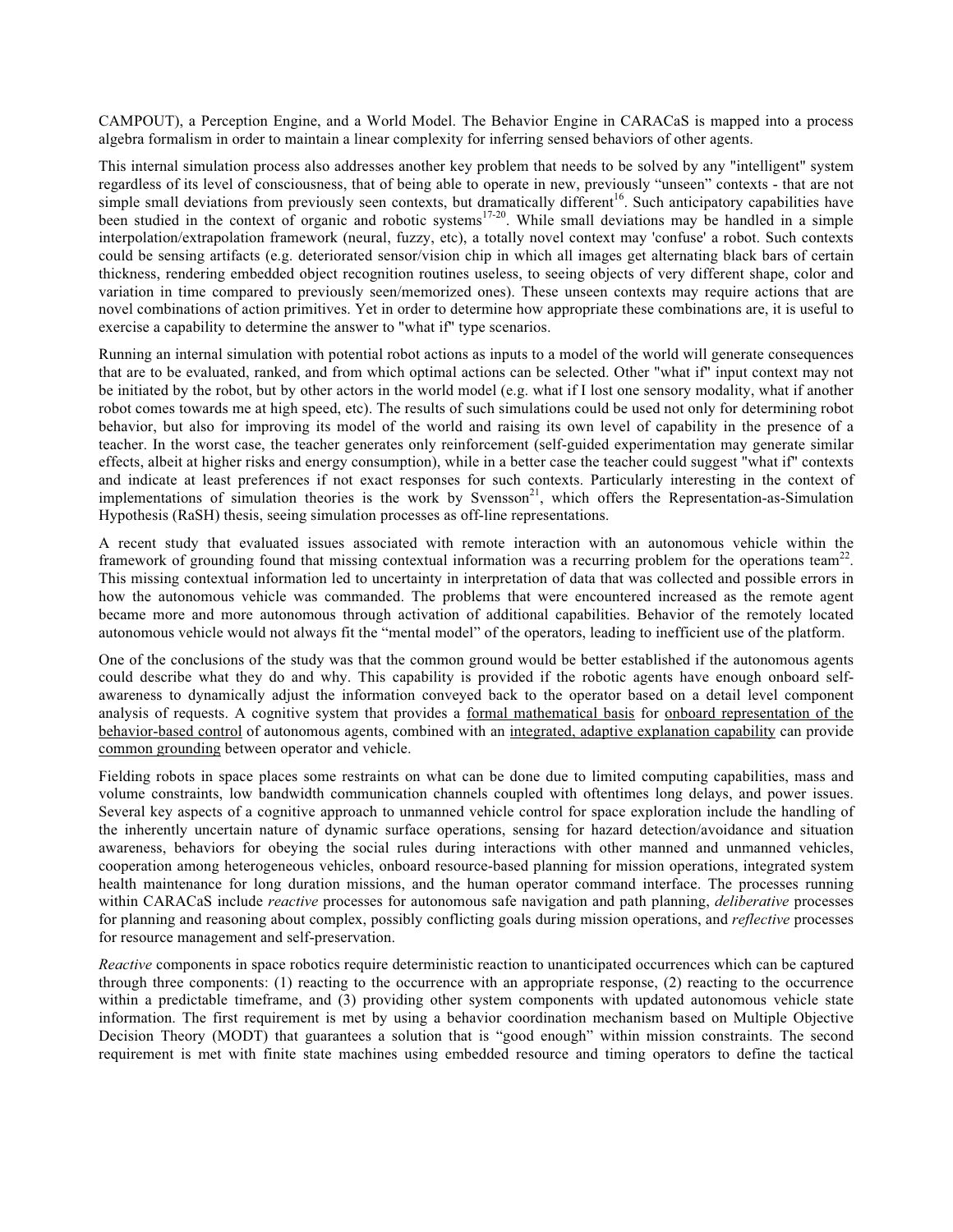CAMPOUT), a Perception Engine, and a World Model. The Behavior Engine in CARACaS is mapped into a process algebra formalism in order to maintain a linear complexity for inferring sensed behaviors of other agents.

This internal simulation process also addresses another key problem that needs to be solved by any "intelligent" system regardless of its level of consciousness, that of being able to operate in new, previously "unseen" contexts - that are not simple small deviations from previously seen contexts, but dramatically different[16]. Such anticipatory capabilities have been studied in the context of organic and robotic systems[17-20]. While small deviations may be handled in a simple interpolation/extrapolation framework (neural, fuzzy, etc), a totally novel context may 'confuse' a robot. Such contexts could be sensing artifacts (e.g. deteriorated sensor/vision chip in which all images get alternating black bars of certain thickness, rendering embedded object recognition routines useless, to seeing objects of very different shape, color and variation in time compared to previously seen/memorized ones). These unseen contexts may require actions that are novel combinations of action primitives. Yet in order to determine how appropriate these combinations are, it is useful to exercise a capability to determine the answer to "what if" type scenarios.

Running an internal simulation with potential robot actions as inputs to a model of the world will generate consequences that are to be evaluated, ranked, and from which optimal actions can be selected. Other "what if" input context may not be initiated by the robot, but by other actors in the world model (e.g. what if I lost one sensory modality, what if another robot comes towards me at high speed, etc). The results of such simulations could be used not only for determining robot behavior, but also for improving its model of the world and raising its own level of capability in the presence of a teacher. In the worst case, the teacher generates only reinforcement (self-guided experimentation may generate similar effects, albeit at higher risks and energy consumption), while in a better case the teacher could suggest "what if" contexts and indicate at least preferences if not exact responses for such contexts. Particularly interesting in the context of implementations of simulation theories is the work by Svensson[21], which offers the Representation-as-Simulation Hypothesis (RaSH) thesis, seeing simulation processes as off-line representations.

A recent study that evaluated issues associated with remote interaction with an autonomous vehicle within the framework of grounding found that missing contextual information was a recurring problem for the operations team[22]. This missing contextual information led to uncertainty in interpretation of data that was collected and possible errors in how the autonomous vehicle was commanded. The problems that were encountered increased as the remote agent became more and more autonomous through activation of additional capabilities. Behavior of the remotely located autonomous vehicle would not always fit the "mental model" of the operators, leading to inefficient use of the platform.

One of the conclusions of the study was that the common ground would be better established if the autonomous agents could describe what they do and why. This capability is provided if the robotic agents have enough onboard self-awareness to dynamically adjust the information conveyed back to the operator based on a detail level component analysis of requests. A cognitive system that provides a <u>formal mathematical basis</u> for <u>onboard representation of the behavior-based control</u> of autonomous agents, combined with an <u>integrated, adaptive explanation capability</u> can provide <u>common grounding</u> between operator and vehicle.

Fielding robots in space places some restraints on what can be done due to limited computing capabilities, mass and volume constraints, low bandwidth communication channels coupled with oftentimes long delays, and power issues. Several key aspects of a cognitive approach to unmanned vehicle control for space exploration include the handling of the inherently uncertain nature of dynamic surface operations, sensing for hazard detection/avoidance and situation awareness, behaviors for obeying the social rules during interactions with other manned and unmanned vehicles, cooperation among heterogeneous vehicles, onboard resource-based planning for mission operations, integrated system health maintenance for long duration missions, and the human operator command interface. The processes running within CARACaS include *reactive* processes for autonomous safe navigation and path planning, *deliberative* processes for planning and reasoning about complex, possibly conflicting goals during mission operations, and *reflective* processes for resource management and self-preservation.

*Reactive* components in space robotics require deterministic reaction to unanticipated occurrences which can be captured through three components: (1) reacting to the occurrence with an appropriate response, (2) reacting to the occurrence within a predictable timeframe, and (3) providing other system components with updated autonomous vehicle state information. The first requirement is met by using a behavior coordination mechanism based on Multiple Objective Decision Theory (MODT) that guarantees a solution that is "good enough" within mission constraints. The second requirement is met with finite state machines using embedded resource and timing operators to define the tactical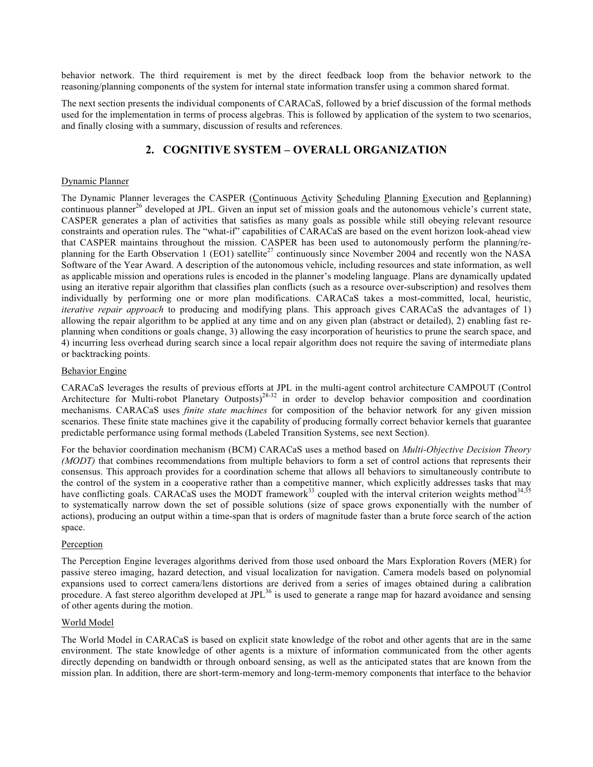behavior network. The third requirement is met by the direct feedback loop from the behavior network to the reasoning/planning components of the system for internal state information transfer using a common shared format.

The next section presents the individual components of CARACaS, followed by a brief discussion of the formal methods used for the implementation in terms of process algebras. This is followed by application of the system to two scenarios, and finally closing with a summary, discussion of results and references.

## 2. COGNITIVE SYSTEM – OVERALL ORGANIZATION

### Dynamic Planner

The Dynamic Planner leverages the CASPER (Continuous Activity Scheduling Planning Execution and Replanning) continuous planner[26] developed at JPL. Given an input set of mission goals and the autonomous vehicle's current state, CASPER generates a plan of activities that satisfies as many goals as possible while still obeying relevant resource constraints and operation rules. The "what-if" capabilities of CARACaS are based on the event horizon look-ahead view that CASPER maintains throughout the mission. CASPER has been used to autonomously perform the planning/re-planning for the Earth Observation 1 (EO1) satellite[27] continuously since November 2004 and recently won the NASA Software of the Year Award. A description of the autonomous vehicle, including resources and state information, as well as applicable mission and operations rules is encoded in the planner's modeling language. Plans are dynamically updated using an iterative repair algorithm that classifies plan conflicts (such as a resource over-subscription) and resolves them individually by performing one or more plan modifications. CARACaS takes a most-committed, local, heuristic, *iterative repair approach* to producing and modifying plans. This approach gives CARACaS the advantages of 1) allowing the repair algorithm to be applied at any time and on any given plan (abstract or detailed), 2) enabling fast re-planning when conditions or goals change, 3) allowing the easy incorporation of heuristics to prune the search space, and 4) incurring less overhead during search since a local repair algorithm does not require the saving of intermediate plans or backtracking points.

### Behavior Engine

CARACaS leverages the results of previous efforts at JPL in the multi-agent control architecture CAMPOUT (Control Architecture for Multi-robot Planetary Outposts)[28-32] in order to develop behavior composition and coordination mechanisms. CARACaS uses *finite state machines* for composition of the behavior network for any given mission scenarios. These finite state machines give it the capability of producing formally correct behavior kernels that guarantee predictable performance using formal methods (Labeled Transition Systems, see next Section).

For the behavior coordination mechanism (BCM) CARACaS uses a method based on *Multi-Objective Decision Theory (MODT)* that combines recommendations from multiple behaviors to form a set of control actions that represents their consensus. This approach provides for a coordination scheme that allows all behaviors to simultaneously contribute to the control of the system in a cooperative rather than a competitive manner, which explicitly addresses tasks that may have conflicting goals. CARACaS uses the MODT framework[33] coupled with the interval criterion weights method[34,35] to systematically narrow down the set of possible solutions (size of space grows exponentially with the number of actions), producing an output within a time-span that is orders of magnitude faster than a brute force search of the action space.

### Perception

The Perception Engine leverages algorithms derived from those used onboard the Mars Exploration Rovers (MER) for passive stereo imaging, hazard detection, and visual localization for navigation. Camera models based on polynomial expansions used to correct camera/lens distortions are derived from a series of images obtained during a calibration procedure. A fast stereo algorithm developed at JPL[36] is used to generate a range map for hazard avoidance and sensing of other agents during the motion.

### World Model

The World Model in CARACaS is based on explicit state knowledge of the robot and other agents that are in the same environment. The state knowledge of other agents is a mixture of information communicated from the other agents directly depending on bandwidth or through onboard sensing, as well as the anticipated states that are known from the mission plan. In addition, there are short-term-memory and long-term-memory components that interface to the behavior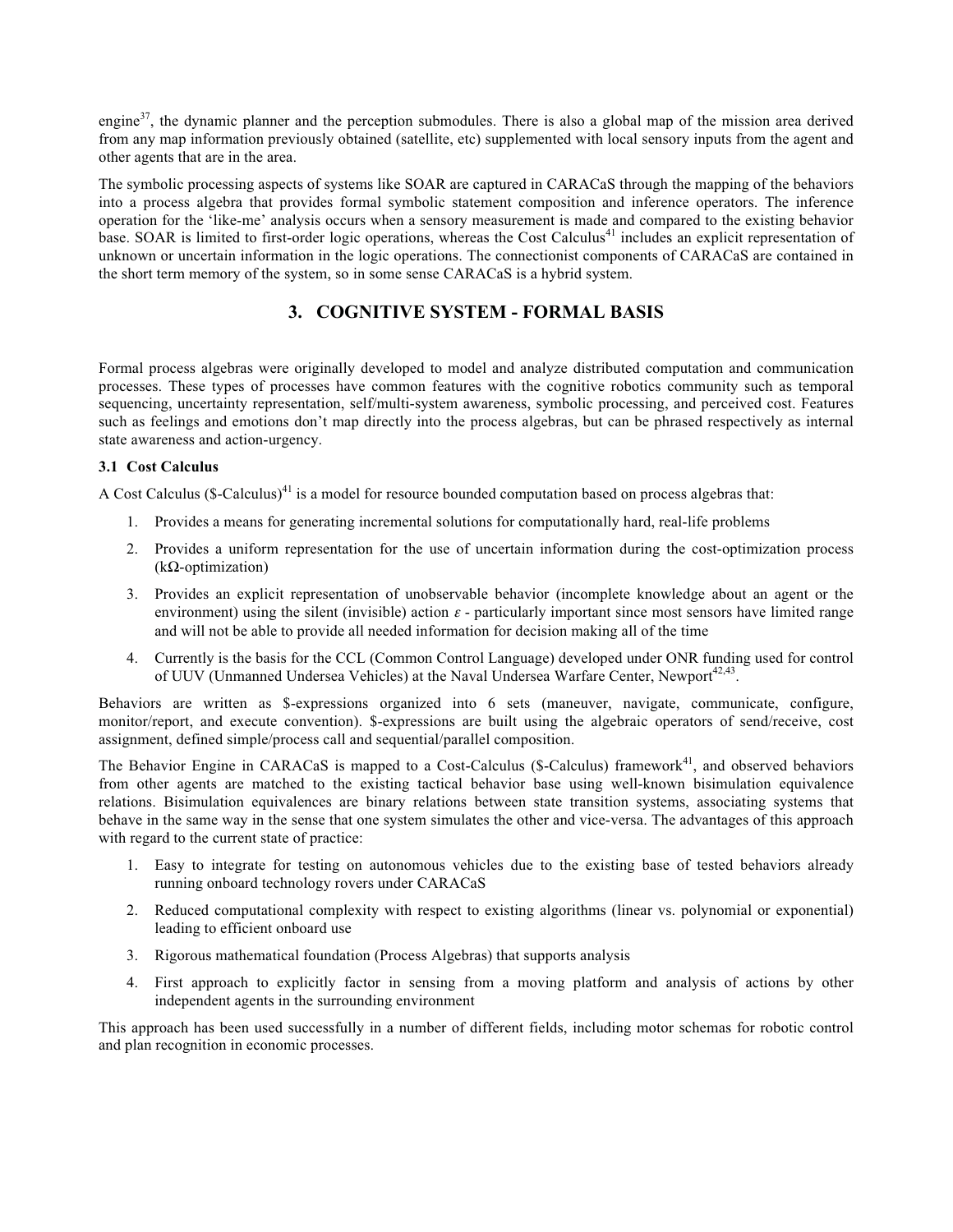engine[37], the dynamic planner and the perception submodules. There is also a global map of the mission area derived from any map information previously obtained (satellite, etc) supplemented with local sensory inputs from the agent and other agents that are in the area.

The symbolic processing aspects of systems like SOAR are captured in CARACaS through the mapping of the behaviors into a process algebra that provides formal symbolic statement composition and inference operators. The inference operation for the 'like-me' analysis occurs when a sensory measurement is made and compared to the existing behavior base. SOAR is limited to first-order logic operations, whereas the Cost Calculus[41] includes an explicit representation of unknown or uncertain information in the logic operations. The connectionist components of CARACaS are contained in the short term memory of the system, so in some sense CARACaS is a hybrid system.

## 3. COGNITIVE SYSTEM - FORMAL BASIS

Formal process algebras were originally developed to model and analyze distributed computation and communication processes. These types of processes have common features with the cognitive robotics community such as temporal sequencing, uncertainty representation, self/multi-system awareness, symbolic processing, and perceived cost. Features such as feelings and emotions don't map directly into the process algebras, but can be phrased respectively as internal state awareness and action-urgency.

### 3.1 Cost Calculus

A Cost Calculus ($-Calculus)[41] is a model for resource bounded computation based on process algebras that:

1. Provides a means for generating incremental solutions for computationally hard, real-life problems
2. Provides a uniform representation for the use of uncertain information during the cost-optimization process (kΩ-optimization)
3. Provides an explicit representation of unobservable behavior (incomplete knowledge about an agent or the environment) using the silent (invisible) action $\varepsilon$ - particularly important since most sensors have limited range and will not be able to provide all needed information for decision making all of the time
4. Currently is the basis for the CCL (Common Control Language) developed under ONR funding used for control of UUV (Unmanned Undersea Vehicles) at the Naval Undersea Warfare Center, Newport[42,43].

Behaviors are written as $-expressions organized into 6 sets (maneuver, navigate, communicate, configure, monitor/report, and execute convention). $-expressions are built using the algebraic operators of send/receive, cost assignment, defined simple/process call and sequential/parallel composition.

The Behavior Engine in CARACaS is mapped to a Cost-Calculus ($-Calculus) framework[41], and observed behaviors from other agents are matched to the existing tactical behavior base using well-known bisimulation equivalence relations. Bisimulation equivalences are binary relations between state transition systems, associating systems that behave in the same way in the sense that one system simulates the other and vice-versa. The advantages of this approach with regard to the current state of practice:

1. Easy to integrate for testing on autonomous vehicles due to the existing base of tested behaviors already running onboard technology rovers under CARACaS
2. Reduced computational complexity with respect to existing algorithms (linear vs. polynomial or exponential) leading to efficient onboard use
3. Rigorous mathematical foundation (Process Algebras) that supports analysis
4. First approach to explicitly factor in sensing from a moving platform and analysis of actions by other independent agents in the surrounding environment

This approach has been used successfully in a number of different fields, including motor schemas for robotic control and plan recognition in economic processes.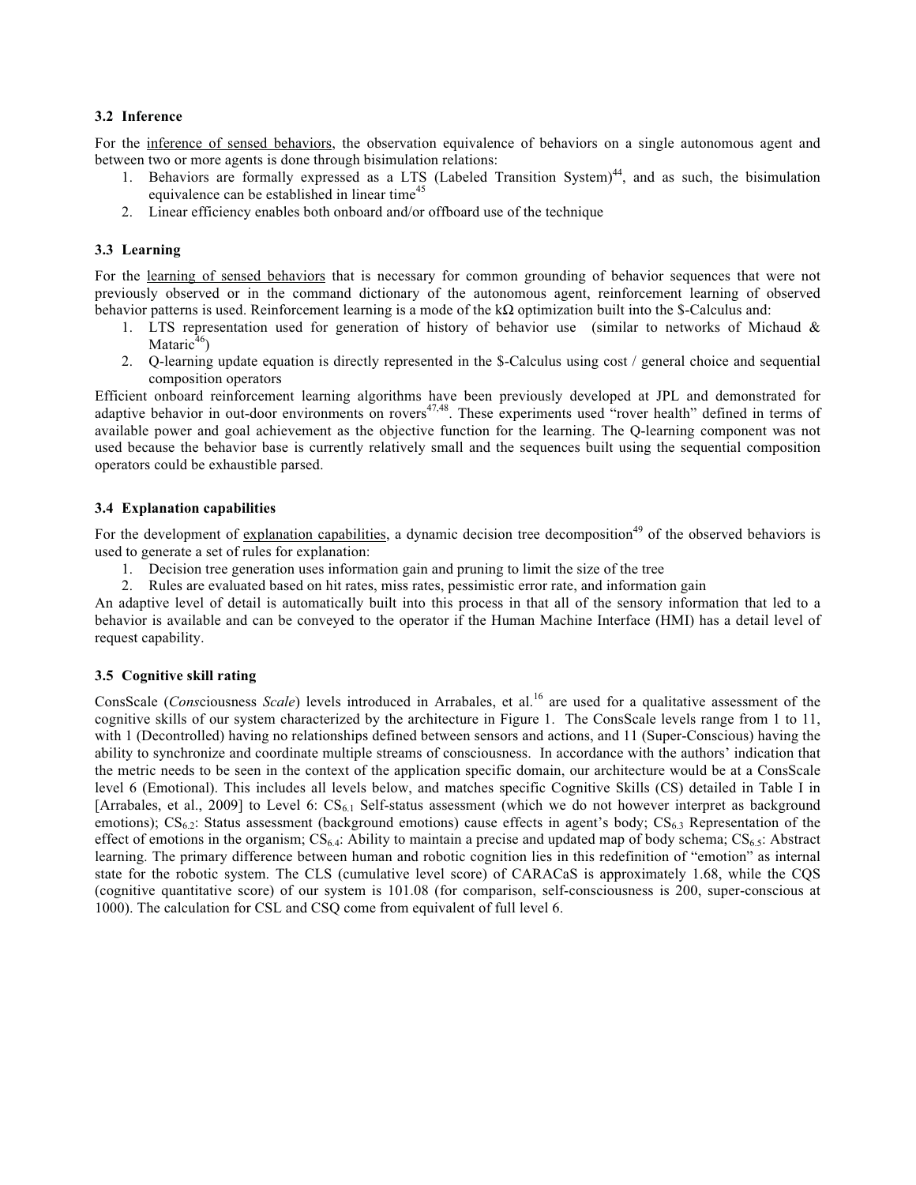### 3.2 Inference

For the inference of sensed behaviors, the observation equivalence of behaviors on a single autonomous agent and between two or more agents is done through bisimulation relations:

1. Behaviors are formally expressed as a LTS (Labeled Transition System)[44], and as such, the bisimulation equivalence can be established in linear time[45]
2. Linear efficiency enables both onboard and/or offboard use of the technique

### 3.3 Learning

For the learning of sensed behaviors that is necessary for common grounding of behavior sequences that were not previously observed or in the command dictionary of the autonomous agent, reinforcement learning of observed behavior patterns is used. Reinforcement learning is a mode of the kΩ optimization built into the $-Calculus and:

1. LTS representation used for generation of history of behavior use (similar to networks of Michaud & Mataric[46])
2. Q-learning update equation is directly represented in the $-Calculus using cost / general choice and sequential composition operators

Efficient onboard reinforcement learning algorithms have been previously developed at JPL and demonstrated for adaptive behavior in out-door environments on rovers[47,48]. These experiments used "rover health" defined in terms of available power and goal achievement as the objective function for the learning. The Q-learning component was not used because the behavior base is currently relatively small and the sequences built using the sequential composition operators could be exhaustible parsed.

### 3.4 Explanation capabilities

For the development of explanation capabilities, a dynamic decision tree decomposition[49] of the observed behaviors is used to generate a set of rules for explanation:

1. Decision tree generation uses information gain and pruning to limit the size of the tree
2. Rules are evaluated based on hit rates, miss rates, pessimistic error rate, and information gain

An adaptive level of detail is automatically built into this process in that all of the sensory information that led to a behavior is available and can be conveyed to the operator if the Human Machine Interface (HMI) has a detail level of request capability.

### 3.5 Cognitive skill rating

ConsScale (*Cons*ciousness *Scale*) levels introduced in Arrabales, et al.[16] are used for a qualitative assessment of the cognitive skills of our system characterized by the architecture in Figure 1. The ConsScale levels range from 1 to 11, with 1 (Decontrolled) having no relationships defined between sensors and actions, and 11 (Super-Conscious) having the ability to synchronize and coordinate multiple streams of consciousness. In accordance with the authors' indication that the metric needs to be seen in the context of the application specific domain, our architecture would be at a ConsScale level 6 (Emotional). This includes all levels below, and matches specific Cognitive Skills (CS) detailed in Table I in [Arrabales, et al., 2009] to Level 6: $CS_{6.1}$ Self-status assessment (which we do not however interpret as background emotions); $CS_{6.2}$: Status assessment (background emotions) cause effects in agent's body; $CS_{6.3}$ Representation of the effect of emotions in the organism; $CS_{6.4}$: Ability to maintain a precise and updated map of body schema; $CS_{6.5}$: Abstract learning. The primary difference between human and robotic cognition lies in this redefinition of "emotion" as internal state for the robotic system. The CLS (cumulative level score) of CARACaS is approximately 1.68, while the CQS (cognitive quantitative score) of our system is 101.08 (for comparison, self-consciousness is 200, super-conscious at 1000). The calculation for CSL and CSQ come from equivalent of full level 6.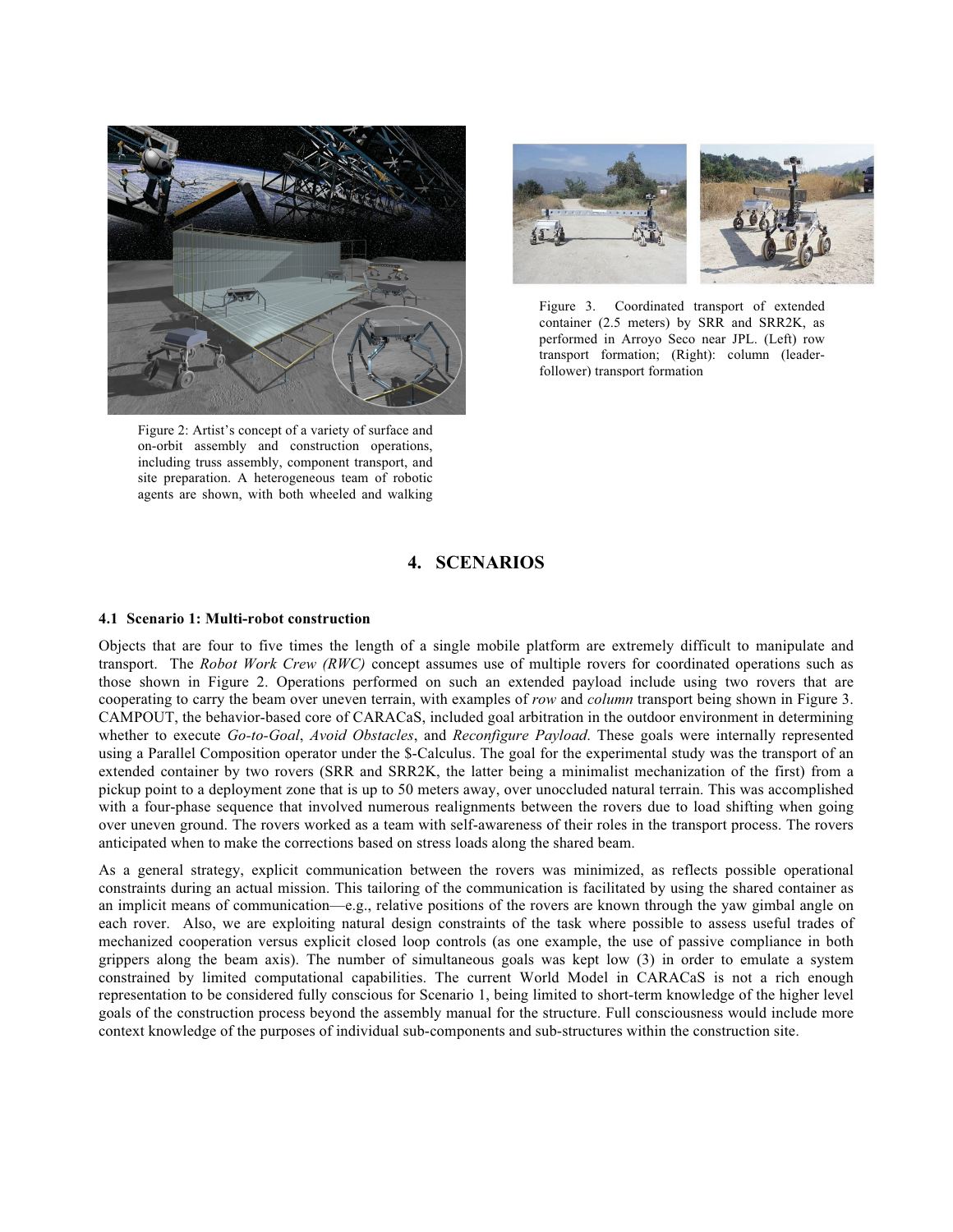Figure 2: Artist's concept of a variety of surface and on-orbit assembly and construction operations, including truss assembly, component transport, and site preparation. A heterogeneous team of robotic agents are shown, with both wheeled and walking

Figure 3. Coordinated transport of extended container (2.5 meters) by SRR and SRR2K, as performed in Arroyo Seco near JPL. (Left) row transport formation; (Right): column (leader-follower) transport formation

# 4. SCENARIOS

### 4.1 Scenario 1: Multi-robot construction

Objects that are four to five times the length of a single mobile platform are extremely difficult to manipulate and transport. The *Robot Work Crew (RWC)* concept assumes use of multiple rovers for coordinated operations such as those shown in Figure 2. Operations performed on such an extended payload include using two rovers that are cooperating to carry the beam over uneven terrain, with examples of *row* and *column* transport being shown in Figure 3. CAMPOUT, the behavior-based core of CARACaS, included goal arbitration in the outdoor environment in determining whether to execute *Go-to-Goal*, *Avoid Obstacles*, and *Reconfigure Payload*. These goals were internally represented using a Parallel Composition operator under the $-Calculus. The goal for the experimental study was the transport of an extended container by two rovers (SRR and SRR2K, the latter being a minimalist mechanization of the first) from a pickup point to a deployment zone that is up to 50 meters away, over unoccluded natural terrain. This was accomplished with a four-phase sequence that involved numerous realignments between the rovers due to load shifting when going over uneven ground. The rovers worked as a team with self-awareness of their roles in the transport process. The rovers anticipated when to make the corrections based on stress loads along the shared beam.

As a general strategy, explicit communication between the rovers was minimized, as reflects possible operational constraints during an actual mission. This tailoring of the communication is facilitated by using the shared container as an implicit means of communication—e.g., relative positions of the rovers are known through the yaw gimbal angle on each rover. Also, we are exploiting natural design constraints of the task where possible to assess useful trades of mechanized cooperation versus explicit closed loop controls (as one example, the use of passive compliance in both grippers along the beam axis). The number of simultaneous goals was kept low (3) in order to emulate a system constrained by limited computational capabilities. The current World Model in CARACaS is not a rich enough representation to be considered fully conscious for Scenario 1, being limited to short-term knowledge of the higher level goals of the construction process beyond the assembly manual for the structure. Full consciousness would include more context knowledge of the purposes of individual sub-components and sub-structures within the construction site.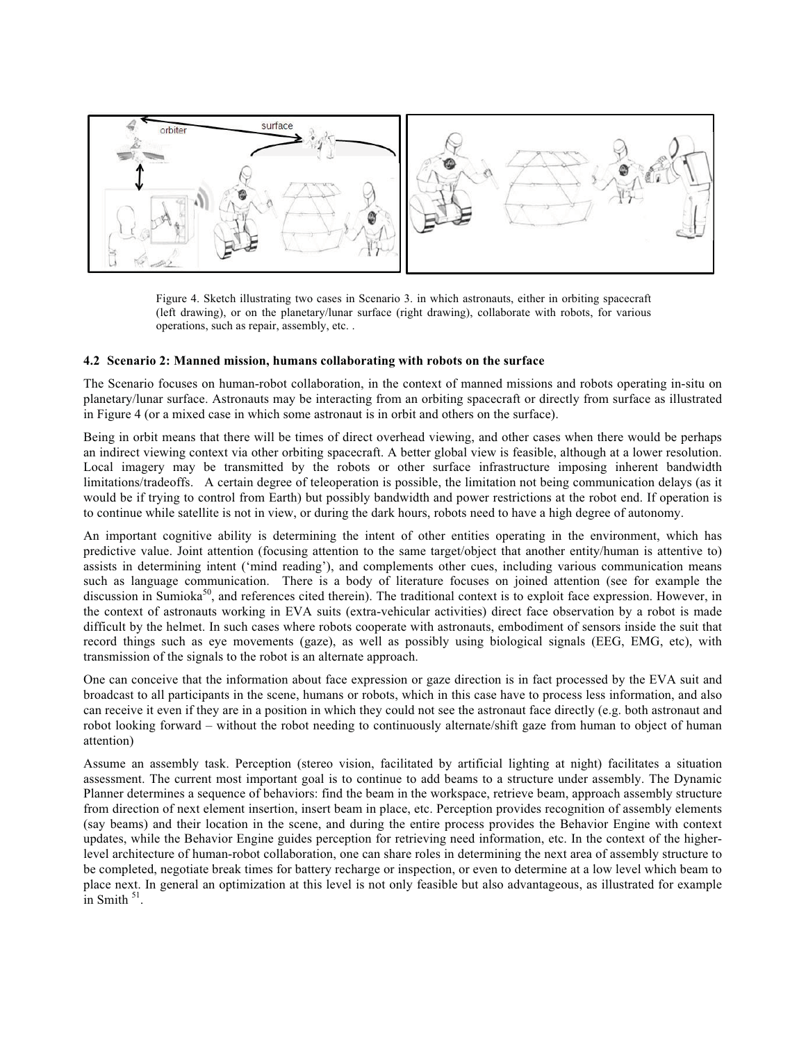orbiter

surface

Figure 4. Sketch illustrating two cases in Scenario 3. in which astronauts, either in orbiting spacecraft (left drawing), or on the planetary/lunar surface (right drawing), collaborate with robots, for various operations, such as repair, assembly, etc. .

### 4.2 Scenario 2: Manned mission, humans collaborating with robots on the surface

The Scenario focuses on human-robot collaboration, in the context of manned missions and robots operating in-situ on planetary/lunar surface. Astronauts may be interacting from an orbiting spacecraft or directly from surface as illustrated in Figure 4 (or a mixed case in which some astronaut is in orbit and others on the surface).

Being in orbit means that there will be times of direct overhead viewing, and other cases when there would be perhaps an indirect viewing context via other orbiting spacecraft. A better global view is feasible, although at a lower resolution. Local imagery may be transmitted by the robots or other surface infrastructure imposing inherent bandwidth limitations/tradeoffs. A certain degree of teleoperation is possible, the limitation not being communication delays (as it would be if trying to control from Earth) but possibly bandwidth and power restrictions at the robot end. If operation is to continue while satellite is not in view, or during the dark hours, robots need to have a high degree of autonomy.

An important cognitive ability is determining the intent of other entities operating in the environment, which has predictive value. Joint attention (focusing attention to the same target/object that another entity/human is attentive to) assists in determining intent ('mind reading'), and complements other cues, including various communication means such as language communication. There is a body of literature focuses on joined attention (see for example the discussion in Sumioka[50], and references cited therein). The traditional context is to exploit face expression. However, in the context of astronauts working in EVA suits (extra-vehicular activities) direct face observation by a robot is made difficult by the helmet. In such cases where robots cooperate with astronauts, embodiment of sensors inside the suit that record things such as eye movements (gaze), as well as possibly using biological signals (EEG, EMG, etc), with transmission of the signals to the robot is an alternate approach.

One can conceive that the information about face expression or gaze direction is in fact processed by the EVA suit and broadcast to all participants in the scene, humans or robots, which in this case have to process less information, and also can receive it even if they are in a position in which they could not see the astronaut face directly (e.g. both astronaut and robot looking forward – without the robot needing to continuously alternate/shift gaze from human to object of human attention)

Assume an assembly task. Perception (stereo vision, facilitated by artificial lighting at night) facilitates a situation assessment. The current most important goal is to continue to add beams to a structure under assembly. The Dynamic Planner determines a sequence of behaviors: find the beam in the workspace, retrieve beam, approach assembly structure from direction of next element insertion, insert beam in place, etc. Perception provides recognition of assembly elements (say beams) and their location in the scene, and during the entire process provides the Behavior Engine with context updates, while the Behavior Engine guides perception for retrieving need information, etc. In the context of the higher-level architecture of human-robot collaboration, one can share roles in determining the next area of assembly structure to be completed, negotiate break times for battery recharge or inspection, or even to determine at a low level which beam to place next. In general an optimization at this level is not only feasible but also advantageous, as illustrated for example in Smith [51].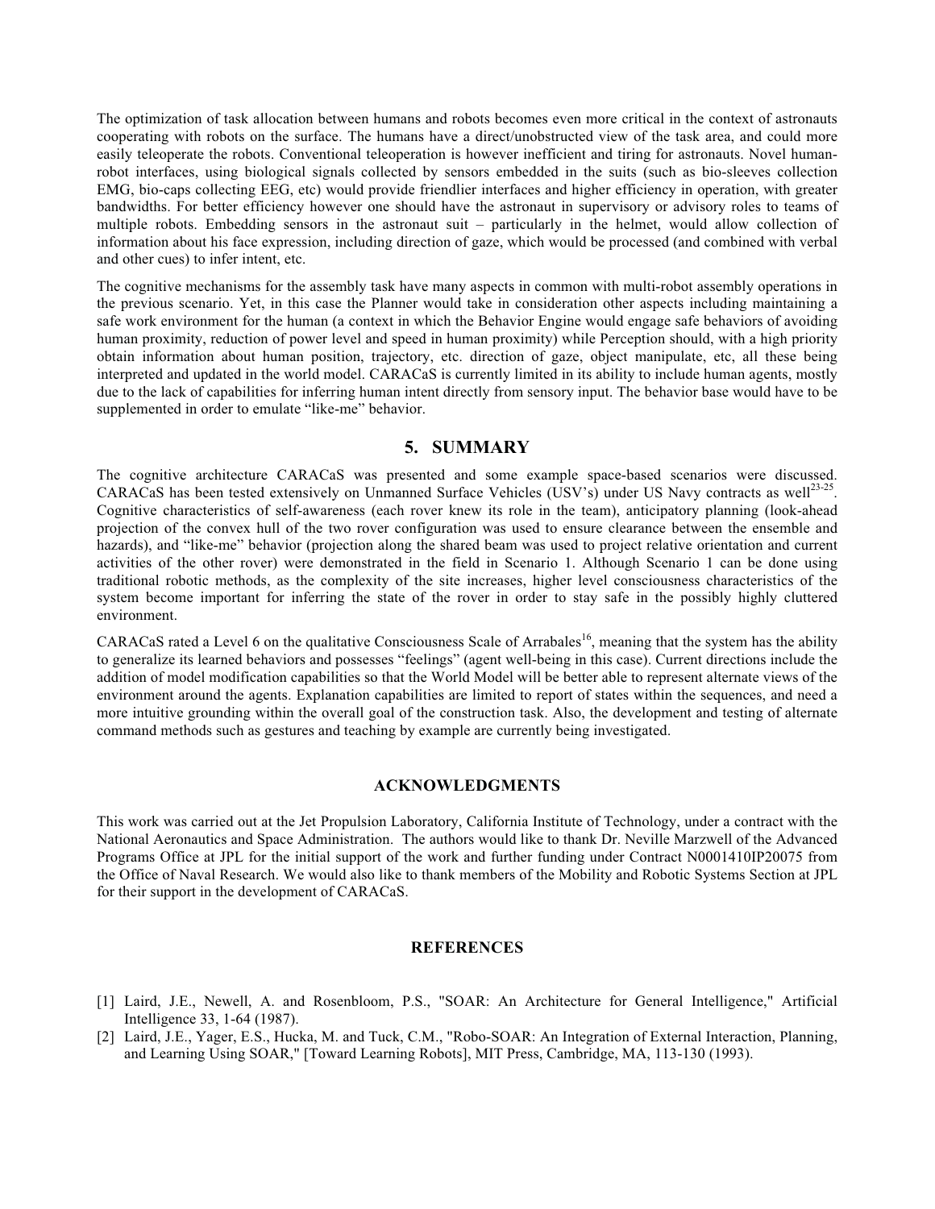The optimization of task allocation between humans and robots becomes even more critical in the context of astronauts cooperating with robots on the surface. The humans have a direct/unobstructed view of the task area, and could more easily teleoperate the robots. Conventional teleoperation is however inefficient and tiring for astronauts. Novel human-robot interfaces, using biological signals collected by sensors embedded in the suits (such as bio-sleeves collection EMG, bio-caps collecting EEG, etc) would provide friendlier interfaces and higher efficiency in operation, with greater bandwidths. For better efficiency however one should have the astronaut in supervisory or advisory roles to teams of multiple robots. Embedding sensors in the astronaut suit – particularly in the helmet, would allow collection of information about his face expression, including direction of gaze, which would be processed (and combined with verbal and other cues) to infer intent, etc.

The cognitive mechanisms for the assembly task have many aspects in common with multi-robot assembly operations in the previous scenario. Yet, in this case the Planner would take in consideration other aspects including maintaining a safe work environment for the human (a context in which the Behavior Engine would engage safe behaviors of avoiding human proximity, reduction of power level and speed in human proximity) while Perception should, with a high priority obtain information about human position, trajectory, etc. direction of gaze, object manipulate, etc, all these being interpreted and updated in the world model. CARACaS is currently limited in its ability to include human agents, mostly due to the lack of capabilities for inferring human intent directly from sensory input. The behavior base would have to be supplemented in order to emulate "like-me" behavior.

## 5. SUMMARY

The cognitive architecture CARACaS was presented and some example space-based scenarios were discussed. CARACaS has been tested extensively on Unmanned Surface Vehicles (USV's) under US Navy contracts as well[23-25]. Cognitive characteristics of self-awareness (each rover knew its role in the team), anticipatory planning (look-ahead projection of the convex hull of the two rover configuration was used to ensure clearance between the ensemble and hazards), and "like-me" behavior (projection along the shared beam was used to project relative orientation and current activities of the other rover) were demonstrated in the field in Scenario 1. Although Scenario 1 can be done using traditional robotic methods, as the complexity of the site increases, higher level consciousness characteristics of the system become important for inferring the state of the rover in order to stay safe in the possibly highly cluttered environment.

CARACaS rated a Level 6 on the qualitative Consciousness Scale of Arrabales[16], meaning that the system has the ability to generalize its learned behaviors and possesses "feelings" (agent well-being in this case). Current directions include the addition of model modification capabilities so that the World Model will be better able to represent alternate views of the environment around the agents. Explanation capabilities are limited to report of states within the sequences, and need a more intuitive grounding within the overall goal of the construction task. Also, the development and testing of alternate command methods such as gestures and teaching by example are currently being investigated.

### ACKNOWLEDGMENTS

This work was carried out at the Jet Propulsion Laboratory, California Institute of Technology, under a contract with the National Aeronautics and Space Administration. The authors would like to thank Dr. Neville Marzwell of the Advanced Programs Office at JPL for the initial support of the work and further funding under Contract N0001410IP20075 from the Office of Naval Research. We would also like to thank members of the Mobility and Robotic Systems Section at JPL for their support in the development of CARACaS.

### REFERENCES

[1] Laird, J.E., Newell, A. and Rosenbloom, P.S., "SOAR: An Architecture for General Intelligence," Artificial Intelligence 33, 1-64 (1987).

[2] Laird, J.E., Yager, E.S., Hucka, M. and Tuck, C.M., "Robo-SOAR: An Integration of External Interaction, Planning, and Learning Using SOAR," [Toward Learning Robots], MIT Press, Cambridge, MA, 113-130 (1993).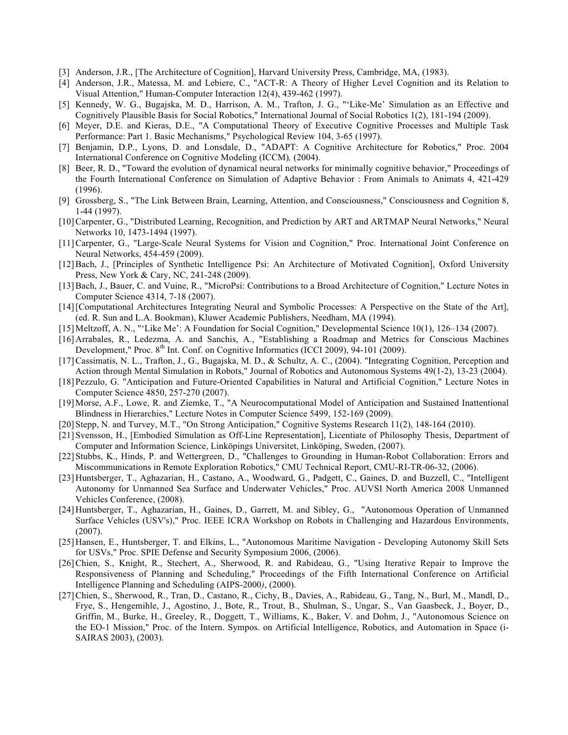[3] Anderson, J.R., [The Architecture of Cognition], Harvard University Press, Cambridge, MA, (1983).

[4] Anderson, J.R., Matessa, M. and Lebiere, C., "ACT-R: A Theory of Higher Level Cognition and its Relation to Visual Attention," Human-Computer Interaction 12(4), 439-462 (1997).

[5] Kennedy, W. G., Bugajska, M. D., Harrison, A. M., Trafton, J. G., "'Like-Me' Simulation as an Effective and Cognitively Plausible Basis for Social Robotics," International Journal of Social Robotics 1(2), 181-194 (2009).

[6] Meyer, D.E. and Kieras, D.E., "A Computational Theory of Executive Cognitive Processes and Multiple Task Performance: Part 1. Basic Mechanisms," Psychological Review 104, 3-65 (1997).

[7] Benjamin, D.P., Lyons, D. and Lonsdale, D., "ADAPT: A Cognitive Architecture for Robotics," Proc. 2004 International Conference on Cognitive Modeling (ICCM)*,* (2004).

[8] Beer, R. D., "Toward the evolution of dynamical neural networks for minimally cognitive behavior," Proceedings of the Fourth International Conference on Simulation of Adaptive Behavior : From Animals to Animats 4, 421-429 (1996).

[9] Grossberg, S., "The Link Between Brain, Learning, Attention, and Consciousness," Consciousness and Cognition 8, 1-44 (1997).

[10] Carpenter, G., "Distributed Learning, Recognition, and Prediction by ART and ARTMAP Neural Networks," Neural Networks 10, 1473-1494 (1997).

[11] Carpenter, G., "Large-Scale Neural Systems for Vision and Cognition," Proc. International Joint Conference on Neural Networks, 454-459 (2009).

[12] Bach, J., [Principles of Synthetic Intelligence Psi: An Architecture of Motivated Cognition], Oxford University Press, New York & Cary, NC, 241-248 (2009).

[13] Bach, J., Bauer, C. and Vuine, R., "MicroPsi: Contributions to a Broad Architecture of Cognition," Lecture Notes in Computer Science 4314, 7-18 (2007).

[14] [Computational Architectures Integrating Neural and Symbolic Processes: A Perspective on the State of the Art], (ed. R. Sun and L.A. Bookman), Kluwer Academic Publishers, Needham, MA (1994).

[15] Meltzoff, A. N., "'Like Me': A Foundation for Social Cognition," Developmental Science 10(1), 126–134 (2007).

[16] Arrabales, R., Ledezma, A. and Sanchis, A., "Establishing a Roadmap and Metrics for Conscious Machines Development," Proc. 8th Int. Conf. on Cognitive Informatics (ICCI 2009), 94-101 (2009).

[17] Cassimatis, N. L., Trafton, J., G., Bugajska, M. D., & Schultz, A. C., (2004). "Integrating Cognition, Perception and Action through Mental Simulation in Robots," Journal of Robotics and Autonomous Systems 49(1-2), 13-23 (2004).

[18] Pezzulo, G. "Anticipation and Future-Oriented Capabilities in Natural and Artificial Cognition," Lecture Notes in Computer Science 4850, 257-270 (2007).

[19] Morse, A.F., Lowe, R. and Ziemke, T., "A Neurocomputational Model of Anticipation and Sustained Inattentional Blindness in Hierarchies," Lecture Notes in Computer Science 5499, 152-169 (2009).

[20] Stepp, N. and Turvey, M.T., "On Strong Anticipation," Cognitive Systems Research 11(2), 148-164 (2010).

[21] Svensson, H., [Embodied Simulation as Off-Line Representation], Licentiate of Philosophy Thesis, Department of Computer and Information Science, Linköpings Universitet, Linköping, Sweden, (2007).

[22] Stubbs, K., Hinds, P. and Wettergreen, D., "Challenges to Grounding in Human-Robot Collaboration: Errors and Miscommunications in Remote Exploration Robotics," CMU Technical Report, CMU-RI-TR-06-32, (2006).

[23] Huntsberger, T., Aghazarian, H., Castano, A., Woodward, G., Padgett, C., Gaines, D. and Buzzell, C., "Intelligent Autonomy for Unmanned Sea Surface and Underwater Vehicles," Proc. AUVSI North America 2008 Unmanned Vehicles Conference, (2008).

[24] Huntsberger, T., Aghazarian, H., Gaines, D., Garrett, M. and Sibley, G., "Autonomous Operation of Unmanned Surface Vehicles (USV's)," Proc. IEEE ICRA Workshop on Robots in Challenging and Hazardous Environments, (2007).

[25] Hansen, E., Huntsberger, T. and Elkins, L., "Autonomous Maritime Navigation - Developing Autonomy Skill Sets for USVs," Proc. SPIE Defense and Security Symposium 2006, (2006).

[26] Chien, S., Knight, R., Stechert, A., Sherwood, R. and Rabideau, G., "Using Iterative Repair to Improve the Responsiveness of Planning and Scheduling," Proceedings of the Fifth International Conference on Artificial Intelligence Planning and Scheduling (AIPS-2000*)*, (2000).

[27] Chien, S., Sherwood, R., Tran, D., Castano, R., Cichy, B., Davies, A., Rabideau, G., Tang, N., Burl, M., Mandl, D., Frye, S., Hengemihle, J., Agostino, J., Bote, R., Trout, B., Shulman, S., Ungar, S., Van Gaasbeck, J., Boyer, D., Griffin, M., Burke, H., Greeley, R., Doggett, T., Williams, K., Baker, V. and Dohm, J., "Autonomous Science on the EO-1 Mission," Proc. of the Intern. Sympos. on Artificial Intelligence, Robotics, and Automation in Space (i-SAIRAS 2003), (2003).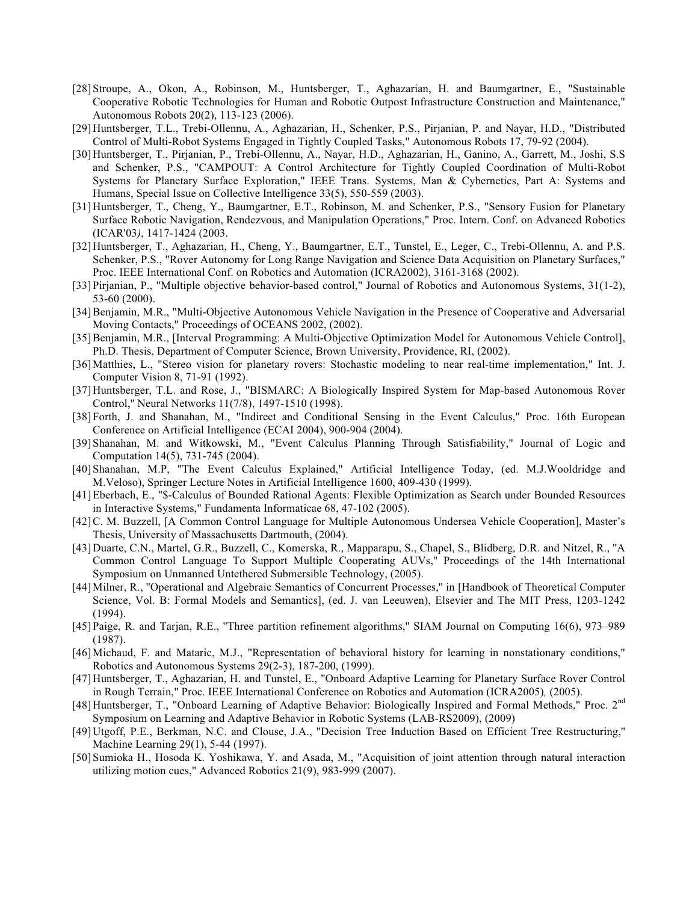[28] Stroupe, A., Okon, A., Robinson, M., Huntsberger, T., Aghazarian, H. and Baumgartner, E., "Sustainable Cooperative Robotic Technologies for Human and Robotic Outpost Infrastructure Construction and Maintenance," Autonomous Robots 20(2), 113-123 (2006).

[29] Huntsberger, T.L., Trebi-Ollennu, A., Aghazarian, H., Schenker, P.S., Pirjanian, P. and Nayar, H.D., "Distributed Control of Multi-Robot Systems Engaged in Tightly Coupled Tasks," Autonomous Robots 17, 79-92 (2004).

[30] Huntsberger, T., Pirjanian, P., Trebi-Ollennu, A., Nayar, H.D., Aghazarian, H., Ganino, A., Garrett, M., Joshi, S.S and Schenker, P.S., "CAMPOUT: A Control Architecture for Tightly Coupled Coordination of Multi-Robot Systems for Planetary Surface Exploration," IEEE Trans. Systems, Man & Cybernetics, Part A: Systems and Humans, Special Issue on Collective Intelligence 33(5), 550-559 (2003).

[31] Huntsberger, T., Cheng, Y., Baumgartner, E.T., Robinson, M. and Schenker, P.S., "Sensory Fusion for Planetary Surface Robotic Navigation, Rendezvous, and Manipulation Operations," Proc. Intern. Conf. on Advanced Robotics (ICAR'03*)*, 1417-1424 (2003.

[32] Huntsberger, T., Aghazarian, H., Cheng, Y., Baumgartner, E.T., Tunstel, E., Leger, C., Trebi-Ollennu, A. and P.S. Schenker, P.S., "Rover Autonomy for Long Range Navigation and Science Data Acquisition on Planetary Surfaces," Proc. IEEE International Conf. on Robotics and Automation (ICRA2002), 3161-3168 (2002).

[33] Pirjanian, P., "Multiple objective behavior-based control," Journal of Robotics and Autonomous Systems, 31(1-2), 53-60 (2000).

[34] Benjamin, M.R., "Multi-Objective Autonomous Vehicle Navigation in the Presence of Cooperative and Adversarial Moving Contacts," Proceedings of OCEANS 2002, (2002).

[35] Benjamin, M.R., [Interval Programming: A Multi-Objective Optimization Model for Autonomous Vehicle Control], Ph.D. Thesis, Department of Computer Science, Brown University, Providence, RI, (2002).

[36] Matthies, L., "Stereo vision for planetary rovers: Stochastic modeling to near real-time implementation," Int. J. Computer Vision 8, 71-91 (1992).

[37] Huntsberger, T.L. and Rose, J., "BISMARC: A Biologically Inspired System for Map-based Autonomous Rover Control," Neural Networks 11(7/8), 1497-1510 (1998).

[38] Forth, J. and Shanahan, M., "Indirect and Conditional Sensing in the Event Calculus," Proc. 16th European Conference on Artificial Intelligence (ECAI 2004), 900-904 (2004).

[39] Shanahan, M. and Witkowski, M., "Event Calculus Planning Through Satisfiability," Journal of Logic and Computation 14(5), 731-745 (2004).

[40] Shanahan, M.P, "The Event Calculus Explained," Artificial Intelligence Today, (ed. M.J.Wooldridge and M.Veloso), Springer Lecture Notes in Artificial Intelligence 1600, 409-430 (1999).

[41] Eberbach, E., "$-Calculus of Bounded Rational Agents: Flexible Optimization as Search under Bounded Resources in Interactive Systems," Fundamenta Informaticae 68, 47-102 (2005).

[42] C. M. Buzzell, [A Common Control Language for Multiple Autonomous Undersea Vehicle Cooperation], Master's Thesis, University of Massachusetts Dartmouth, (2004).

[43] Duarte, C.N., Martel, G.R., Buzzell, C., Komerska, R., Mapparapu, S., Chapel, S., Blidberg, D.R. and Nitzel, R., "A Common Control Language To Support Multiple Cooperating AUVs," Proceedings of the 14th International Symposium on Unmanned Untethered Submersible Technology, (2005).

[44] Milner, R., "Operational and Algebraic Semantics of Concurrent Processes," in [Handbook of Theoretical Computer Science, Vol. B: Formal Models and Semantics], (ed. J. van Leeuwen), Elsevier and The MIT Press, 1203-1242 (1994).

[45] Paige, R. and Tarjan, R.E., "Three partition refinement algorithms," SIAM Journal on Computing 16(6), 973–989 (1987).

[46] Michaud, F. and Mataric, M.J., "Representation of behavioral history for learning in nonstationary conditions," Robotics and Autonomous Systems 29(2-3), 187-200, (1999).

[47] Huntsberger, T., Aghazarian, H. and Tunstel, E., "Onboard Adaptive Learning for Planetary Surface Rover Control in Rough Terrain," Proc. IEEE International Conference on Robotics and Automation (ICRA2005)*,* (2005).

[48] Huntsberger, T., "Onboard Learning of Adaptive Behavior: Biologically Inspired and Formal Methods," Proc. 2nd Symposium on Learning and Adaptive Behavior in Robotic Systems (LAB-RS2009), (2009)

[49] Utgoff, P.E., Berkman, N.C. and Clouse, J.A., "Decision Tree Induction Based on Efficient Tree Restructuring," Machine Learning 29(1), 5-44 (1997).

[50] Sumioka H., Hosoda K. Yoshikawa, Y. and Asada, M., "Acquisition of joint attention through natural interaction utilizing motion cues," Advanced Robotics 21(9), 983-999 (2007).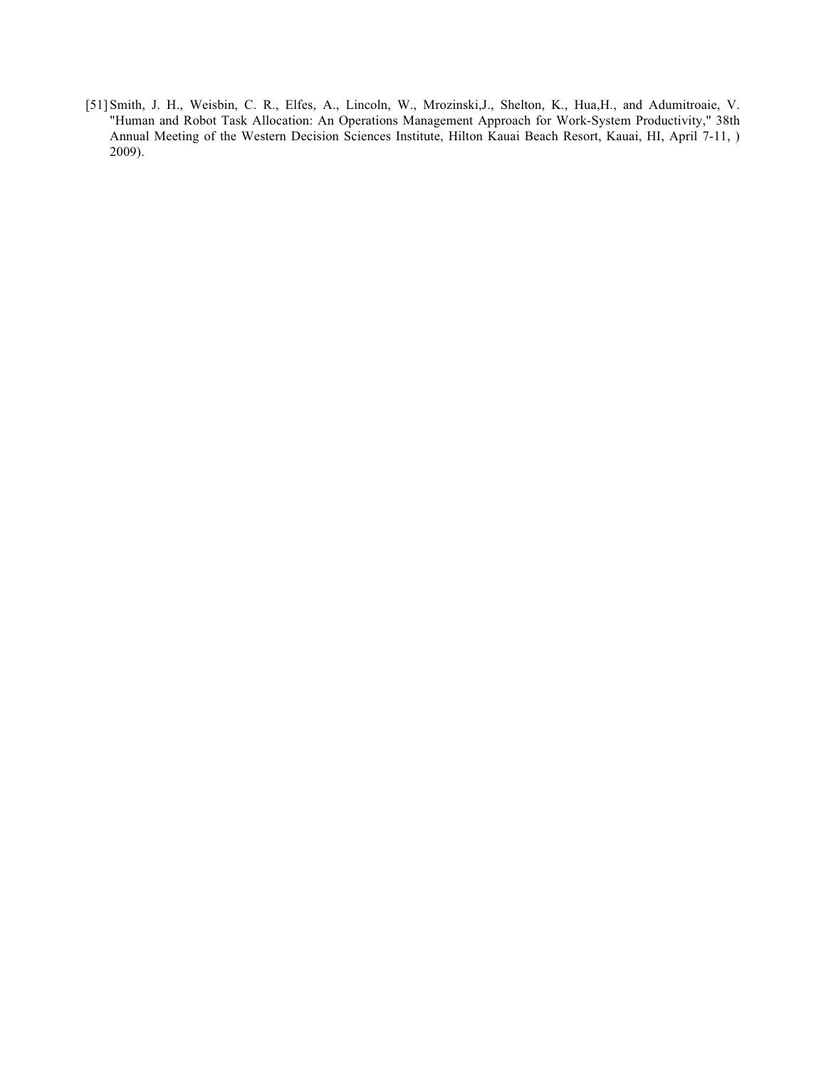[51] Smith, J. H., Weisbin, C. R., Elfes, A., Lincoln, W., Mrozinski,J., Shelton, K., Hua,H., and Adumitroaie, V. "Human and Robot Task Allocation: An Operations Management Approach for Work-System Productivity," 38th Annual Meeting of the Western Decision Sciences Institute, Hilton Kauai Beach Resort, Kauai, HI, April 7-11, ) 2009).